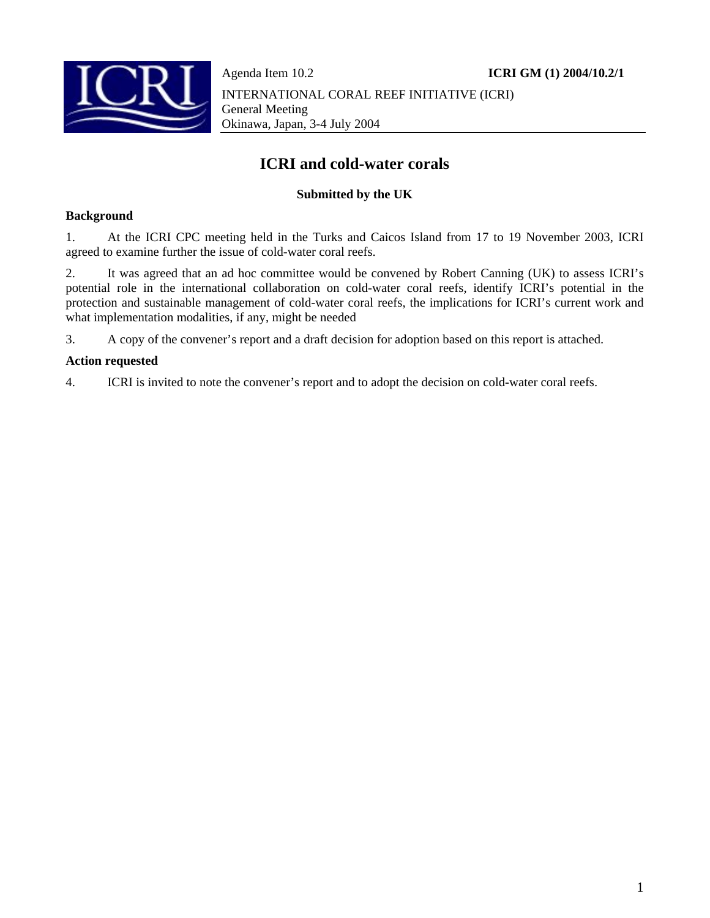Agenda Item 10.2 **ICRI GM (1) 2004/10.2/1**

INTERNATIONAL CORAL REEF INITIATIVE (ICRI)
General Meeting
Okinawa, Japan, 3-4 July 2004

# ICRI and cold-water corals

**Submitted by the UK**

## Background

1. At the ICRI CPC meeting held in the Turks and Caicos Island from 17 to 19 November 2003, ICRI agreed to examine further the issue of cold-water coral reefs.

2. It was agreed that an ad hoc committee would be convened by Robert Canning (UK) to assess ICRI's potential role in the international collaboration on cold-water coral reefs, identify ICRI's potential in the protection and sustainable management of cold-water coral reefs, the implications for ICRI's current work and what implementation modalities, if any, might be needed

3. A copy of the convener's report and a draft decision for adoption based on this report is attached.

## Action requested

4. ICRI is invited to note the convener's report and to adopt the decision on cold-water coral reefs.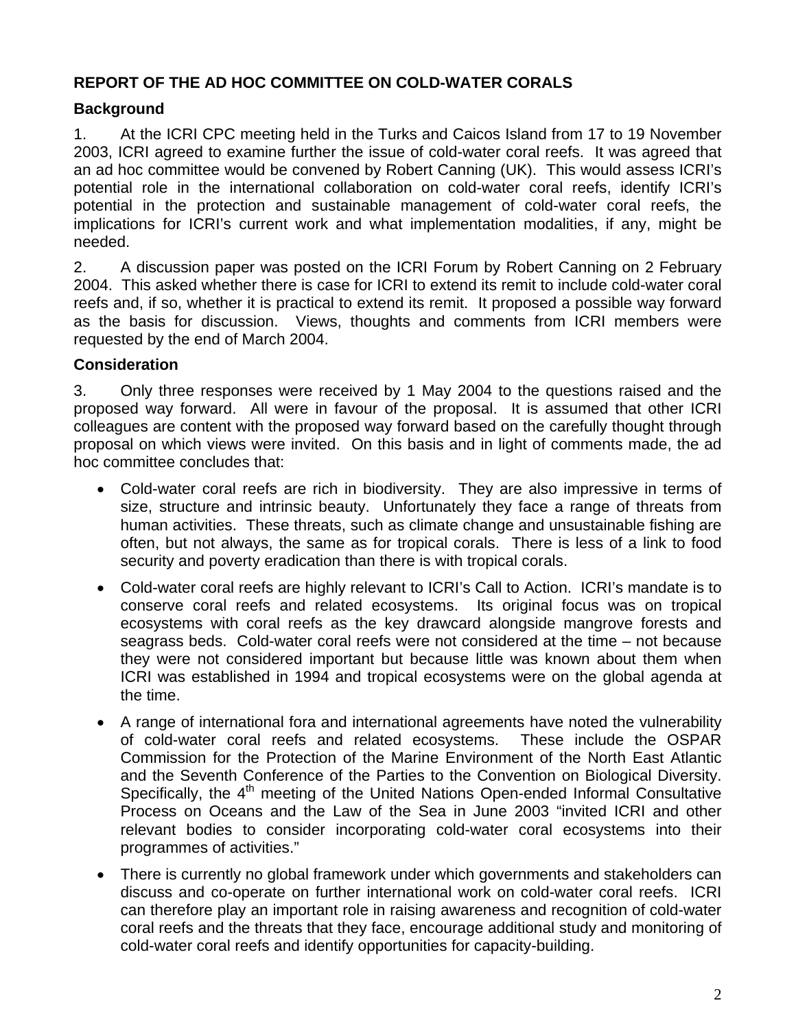**REPORT OF THE AD HOC COMMITTEE ON COLD-WATER CORALS**

**Background**

1. At the ICRI CPC meeting held in the Turks and Caicos Island from 17 to 19 November 2003, ICRI agreed to examine further the issue of cold-water coral reefs. It was agreed that an ad hoc committee would be convened by Robert Canning (UK). This would assess ICRI's potential role in the international collaboration on cold-water coral reefs, identify ICRI's potential in the protection and sustainable management of cold-water coral reefs, the implications for ICRI's current work and what implementation modalities, if any, might be needed.

2. A discussion paper was posted on the ICRI Forum by Robert Canning on 2 February 2004. This asked whether there is case for ICRI to extend its remit to include cold-water coral reefs and, if so, whether it is practical to extend its remit. It proposed a possible way forward as the basis for discussion. Views, thoughts and comments from ICRI members were requested by the end of March 2004.

**Consideration**

3. Only three responses were received by 1 May 2004 to the questions raised and the proposed way forward. All were in favour of the proposal. It is assumed that other ICRI colleagues are content with the proposed way forward based on the carefully thought through proposal on which views were invited. On this basis and in light of comments made, the ad hoc committee concludes that:

- Cold-water coral reefs are rich in biodiversity. They are also impressive in terms of size, structure and intrinsic beauty. Unfortunately they face a range of threats from human activities. These threats, such as climate change and unsustainable fishing are often, but not always, the same as for tropical corals. There is less of a link to food security and poverty eradication than there is with tropical corals.

- Cold-water coral reefs are highly relevant to ICRI's Call to Action. ICRI's mandate is to conserve coral reefs and related ecosystems. Its original focus was on tropical ecosystems with coral reefs as the key drawcard alongside mangrove forests and seagrass beds. Cold-water coral reefs were not considered at the time – not because they were not considered important but because little was known about them when ICRI was established in 1994 and tropical ecosystems were on the global agenda at the time.

- A range of international fora and international agreements have noted the vulnerability of cold-water coral reefs and related ecosystems. These include the OSPAR Commission for the Protection of the Marine Environment of the North East Atlantic and the Seventh Conference of the Parties to the Convention on Biological Diversity. Specifically, the 4th meeting of the United Nations Open-ended Informal Consultative Process on Oceans and the Law of the Sea in June 2003 "invited ICRI and other relevant bodies to consider incorporating cold-water coral ecosystems into their programmes of activities."

- There is currently no global framework under which governments and stakeholders can discuss and co-operate on further international work on cold-water coral reefs. ICRI can therefore play an important role in raising awareness and recognition of cold-water coral reefs and the threats that they face, encourage additional study and monitoring of cold-water coral reefs and identify opportunities for capacity-building.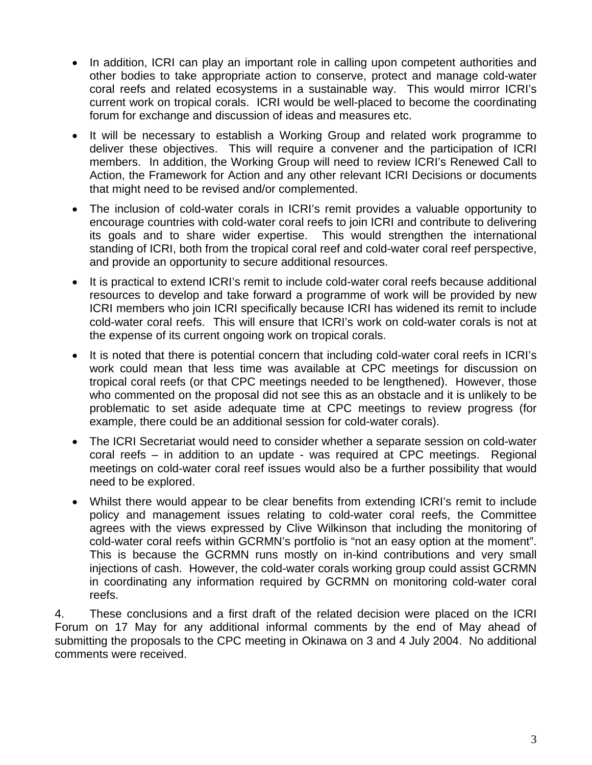- In addition, ICRI can play an important role in calling upon competent authorities and other bodies to take appropriate action to conserve, protect and manage cold-water coral reefs and related ecosystems in a sustainable way. This would mirror ICRI's current work on tropical corals. ICRI would be well-placed to become the coordinating forum for exchange and discussion of ideas and measures etc.

- It will be necessary to establish a Working Group and related work programme to deliver these objectives. This will require a convener and the participation of ICRI members. In addition, the Working Group will need to review ICRI's Renewed Call to Action, the Framework for Action and any other relevant ICRI Decisions or documents that might need to be revised and/or complemented.

- The inclusion of cold-water corals in ICRI's remit provides a valuable opportunity to encourage countries with cold-water coral reefs to join ICRI and contribute to delivering its goals and to share wider expertise. This would strengthen the international standing of ICRI, both from the tropical coral reef and cold-water coral reef perspective, and provide an opportunity to secure additional resources.

- It is practical to extend ICRI's remit to include cold-water coral reefs because additional resources to develop and take forward a programme of work will be provided by new ICRI members who join ICRI specifically because ICRI has widened its remit to include cold-water coral reefs. This will ensure that ICRI's work on cold-water corals is not at the expense of its current ongoing work on tropical corals.

- It is noted that there is potential concern that including cold-water coral reefs in ICRI's work could mean that less time was available at CPC meetings for discussion on tropical coral reefs (or that CPC meetings needed to be lengthened). However, those who commented on the proposal did not see this as an obstacle and it is unlikely to be problematic to set aside adequate time at CPC meetings to review progress (for example, there could be an additional session for cold-water corals).

- The ICRI Secretariat would need to consider whether a separate session on cold-water coral reefs – in addition to an update - was required at CPC meetings. Regional meetings on cold-water coral reef issues would also be a further possibility that would need to be explored.

- Whilst there would appear to be clear benefits from extending ICRI's remit to include policy and management issues relating to cold-water coral reefs, the Committee agrees with the views expressed by Clive Wilkinson that including the monitoring of cold-water coral reefs within GCRMN's portfolio is "not an easy option at the moment". This is because the GCRMN runs mostly on in-kind contributions and very small injections of cash. However, the cold-water corals working group could assist GCRMN in coordinating any information required by GCRMN on monitoring cold-water coral reefs.

4. These conclusions and a first draft of the related decision were placed on the ICRI Forum on 17 May for any additional informal comments by the end of May ahead of submitting the proposals to the CPC meeting in Okinawa on 3 and 4 July 2004. No additional comments were received.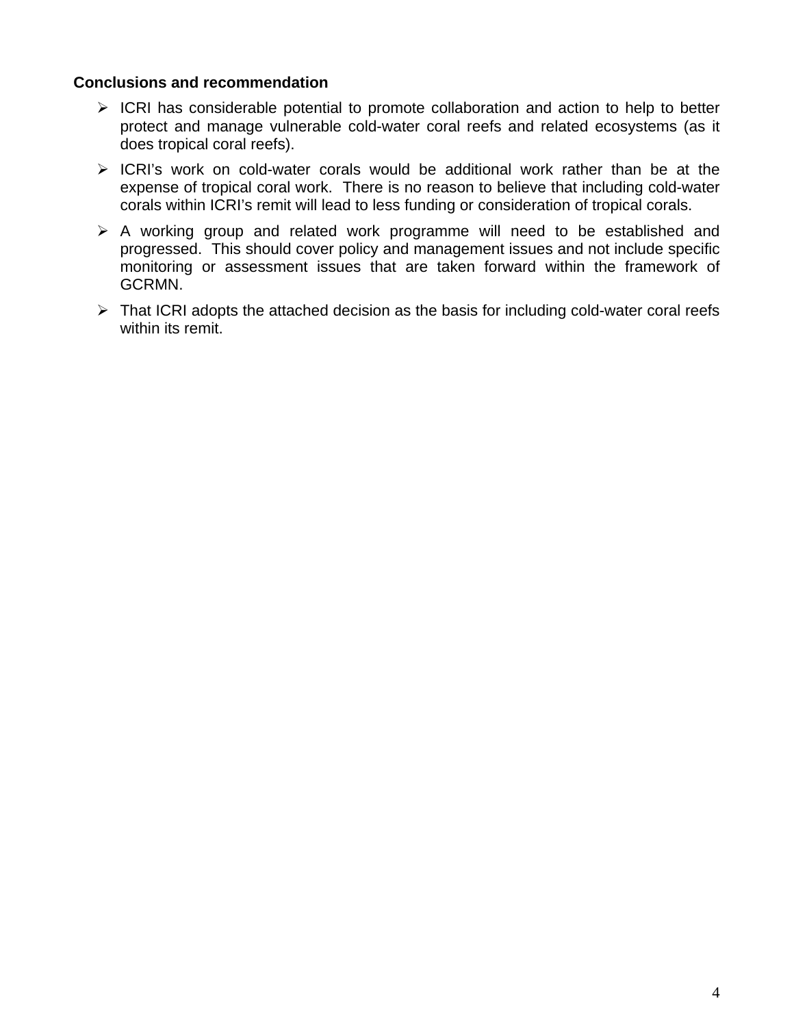**Conclusions and recommendation**

- ICRI has considerable potential to promote collaboration and action to help to better protect and manage vulnerable cold-water coral reefs and related ecosystems (as it does tropical coral reefs).
- ICRI's work on cold-water corals would be additional work rather than be at the expense of tropical coral work. There is no reason to believe that including cold-water corals within ICRI's remit will lead to less funding or consideration of tropical corals.
- A working group and related work programme will need to be established and progressed. This should cover policy and management issues and not include specific monitoring or assessment issues that are taken forward within the framework of GCRMN.
- That ICRI adopts the attached decision as the basis for including cold-water coral reefs within its remit.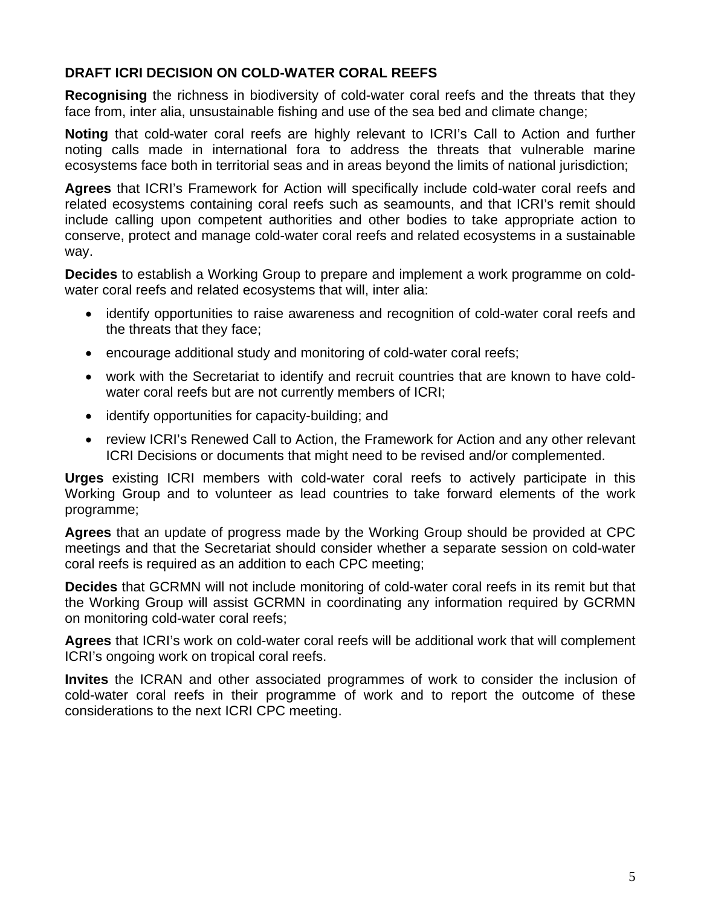**DRAFT ICRI DECISION ON COLD-WATER CORAL REEFS**

**Recognising** the richness in biodiversity of cold-water coral reefs and the threats that they face from, inter alia, unsustainable fishing and use of the sea bed and climate change;

**Noting** that cold-water coral reefs are highly relevant to ICRI's Call to Action and further noting calls made in international fora to address the threats that vulnerable marine ecosystems face both in territorial seas and in areas beyond the limits of national jurisdiction;

**Agrees** that ICRI's Framework for Action will specifically include cold-water coral reefs and related ecosystems containing coral reefs such as seamounts, and that ICRI's remit should include calling upon competent authorities and other bodies to take appropriate action to conserve, protect and manage cold-water coral reefs and related ecosystems in a sustainable way.

**Decides** to establish a Working Group to prepare and implement a work programme on cold-water coral reefs and related ecosystems that will, inter alia:

- identify opportunities to raise awareness and recognition of cold-water coral reefs and the threats that they face;
- encourage additional study and monitoring of cold-water coral reefs;
- work with the Secretariat to identify and recruit countries that are known to have cold-water coral reefs but are not currently members of ICRI;
- identify opportunities for capacity-building; and
- review ICRI's Renewed Call to Action, the Framework for Action and any other relevant ICRI Decisions or documents that might need to be revised and/or complemented.

**Urges** existing ICRI members with cold-water coral reefs to actively participate in this Working Group and to volunteer as lead countries to take forward elements of the work programme;

**Agrees** that an update of progress made by the Working Group should be provided at CPC meetings and that the Secretariat should consider whether a separate session on cold-water coral reefs is required as an addition to each CPC meeting;

**Decides** that GCRMN will not include monitoring of cold-water coral reefs in its remit but that the Working Group will assist GCRMN in coordinating any information required by GCRMN on monitoring cold-water coral reefs;

**Agrees** that ICRI's work on cold-water coral reefs will be additional work that will complement ICRI's ongoing work on tropical coral reefs.

**Invites** the ICRAN and other associated programmes of work to consider the inclusion of cold-water coral reefs in their programme of work and to report the outcome of these considerations to the next ICRI CPC meeting.